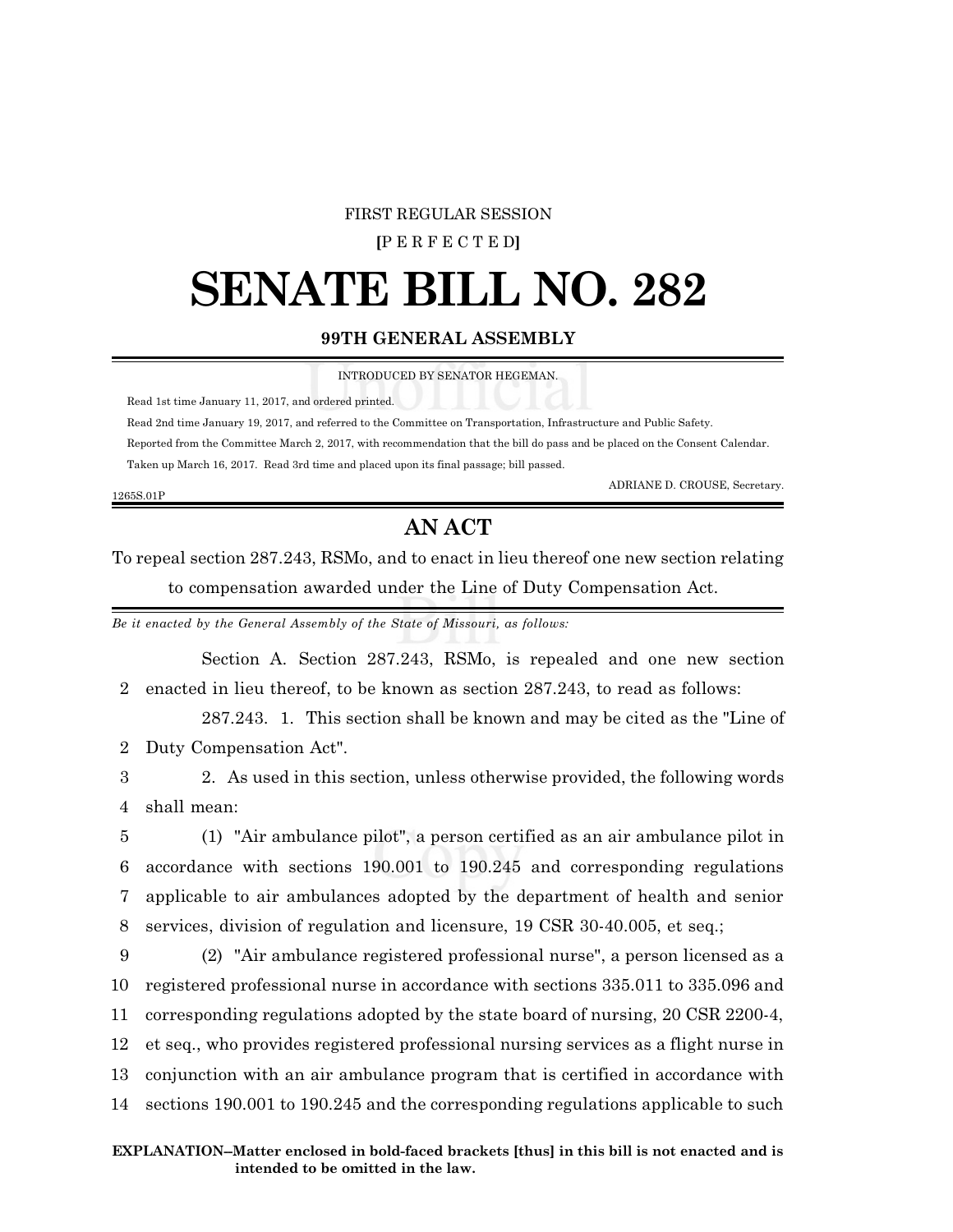FIRST REGULAR SESSION

**[**P E R F E C T E D**]**

# SENATE BILL NO. 282

**99TH GENERAL ASSEMBLY**

INTRODUCED BY SENATOR HEGEMAN.

Read 1st time January 11, 2017, and ordered printed.

Read 2nd time January 19, 2017, and referred to the Committee on Transportation, Infrastructure and Public Safety.

Reported from the Committee March 2, 2017, with recommendation that the bill do pass and be placed on the Consent Calendar.

Taken up March 16, 2017. Read 3rd time and placed upon its final passage; bill passed.

ADRIANE D. CROUSE, Secretary.

1265S.01P

## AN ACT

To repeal section 287.243, RSMo, and to enact in lieu thereof one new section relating to compensation awarded under the Line of Duty Compensation Act.

*Be it enacted by the General Assembly of the State of Missouri, as follows:*

Section A. Section 287.243, RSMo, is repealed and one new section
2 enacted in lieu thereof, to be known as section 287.243, to read as follows:

287.243. 1. This section shall be known and may be cited as the "Line of
2 Duty Compensation Act".
3 2. As used in this section, unless otherwise provided, the following words
4 shall mean:
5 (1) "Air ambulance pilot", a person certified as an air ambulance pilot in
6 accordance with sections 190.001 to 190.245 and corresponding regulations
7 applicable to air ambulances adopted by the department of health and senior
8 services, division of regulation and licensure, 19 CSR 30-40.005, et seq.;
9 (2) "Air ambulance registered professional nurse", a person licensed as a
10 registered professional nurse in accordance with sections 335.011 to 335.096 and
11 corresponding regulations adopted by the state board of nursing, 20 CSR 2200-4,
12 et seq., who provides registered professional nursing services as a flight nurse in
13 conjunction with an air ambulance program that is certified in accordance with
14 sections 190.001 to 190.245 and the corresponding regulations applicable to such

**EXPLANATION–Matter enclosed in bold-faced brackets [thus] in this bill is not enacted and is intended to be omitted in the law.**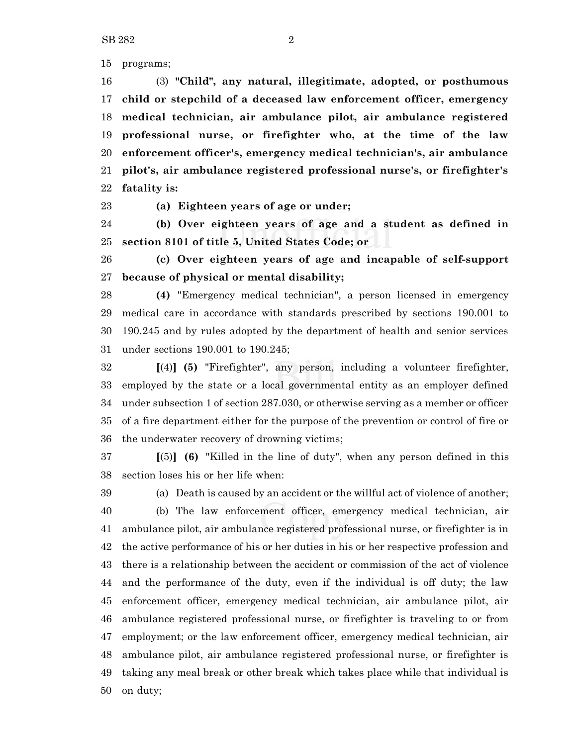programs;

(3) **"Child", any natural, illegitimate, adopted, or posthumous child or stepchild of a deceased law enforcement officer, emergency medical technician, air ambulance pilot, air ambulance registered professional nurse, or firefighter who, at the time of the law enforcement officer's, emergency medical technician's, air ambulance pilot's, air ambulance registered professional nurse's, or firefighter's fatality is:**

**(a) Eighteen years of age or under;**

**(b) Over eighteen years of age and a student as defined in section 8101 of title 5, United States Code; or**

**(c) Over eighteen years of age and incapable of self-support because of physical or mental disability;**

**(4)** "Emergency medical technician", a person licensed in emergency medical care in accordance with standards prescribed by sections 190.001 to 190.245 and by rules adopted by the department of health and senior services under sections 190.001 to 190.245;

**[**(4)**] (5)** "Firefighter", any person, including a volunteer firefighter, employed by the state or a local governmental entity as an employer defined under subsection 1 of section 287.030, or otherwise serving as a member or officer of a fire department either for the purpose of the prevention or control of fire or the underwater recovery of drowning victims;

**[**(5)**] (6)** "Killed in the line of duty", when any person defined in this section loses his or her life when:

(a) Death is caused by an accident or the willful act of violence of another;

(b) The law enforcement officer, emergency medical technician, air ambulance pilot, air ambulance registered professional nurse, or firefighter is in the active performance of his or her duties in his or her respective profession and there is a relationship between the accident or commission of the act of violence and the performance of the duty, even if the individual is off duty; the law enforcement officer, emergency medical technician, air ambulance pilot, air ambulance registered professional nurse, or firefighter is traveling to or from employment; or the law enforcement officer, emergency medical technician, air ambulance pilot, air ambulance registered professional nurse, or firefighter is taking any meal break or other break which takes place while that individual is on duty;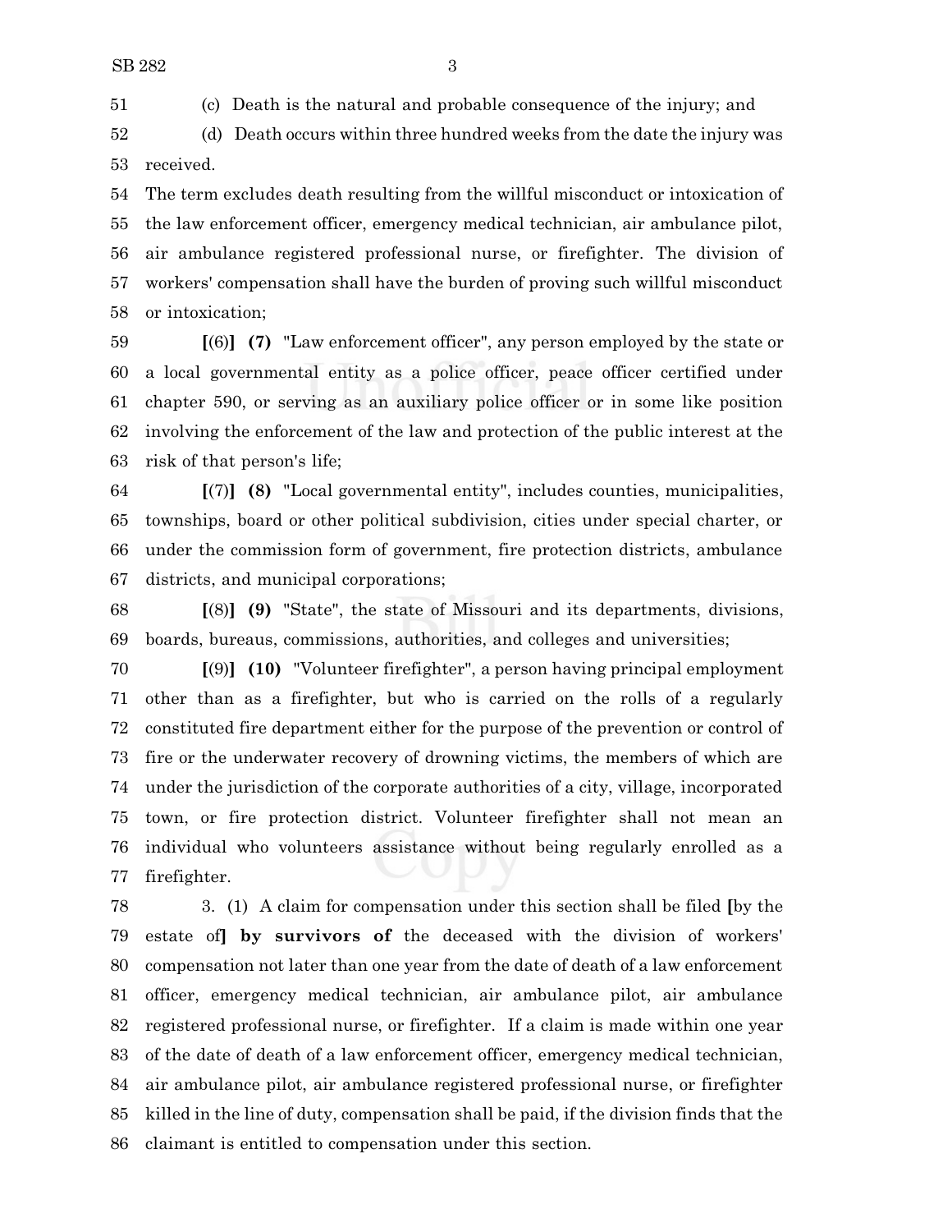(c) Death is the natural and probable consequence of the injury; and

(d) Death occurs within three hundred weeks from the date the injury was received.

The term excludes death resulting from the willful misconduct or intoxication of the law enforcement officer, emergency medical technician, air ambulance pilot, air ambulance registered professional nurse, or firefighter. The division of workers' compensation shall have the burden of proving such willful misconduct or intoxication;

**[**(6)**]** **(7)** "Law enforcement officer", any person employed by the state or a local governmental entity as a police officer, peace officer certified under chapter 590, or serving as an auxiliary police officer or in some like position involving the enforcement of the law and protection of the public interest at the risk of that person's life;

**[**(7)**]** **(8)** "Local governmental entity", includes counties, municipalities, townships, board or other political subdivision, cities under special charter, or under the commission form of government, fire protection districts, ambulance districts, and municipal corporations;

**[**(8)**]** **(9)** "State", the state of Missouri and its departments, divisions, boards, bureaus, commissions, authorities, and colleges and universities;

**[**(9)**]** **(10)** "Volunteer firefighter", a person having principal employment other than as a firefighter, but who is carried on the rolls of a regularly constituted fire department either for the purpose of the prevention or control of fire or the underwater recovery of drowning victims, the members of which are under the jurisdiction of the corporate authorities of a city, village, incorporated town, or fire protection district. Volunteer firefighter shall not mean an individual who volunteers assistance without being regularly enrolled as a firefighter.

3. (1) A claim for compensation under this section shall be filed **[**by the estate of**]** **by survivors of** the deceased with the division of workers' compensation not later than one year from the date of death of a law enforcement officer, emergency medical technician, air ambulance pilot, air ambulance registered professional nurse, or firefighter. If a claim is made within one year of the date of death of a law enforcement officer, emergency medical technician, air ambulance pilot, air ambulance registered professional nurse, or firefighter killed in the line of duty, compensation shall be paid, if the division finds that the claimant is entitled to compensation under this section.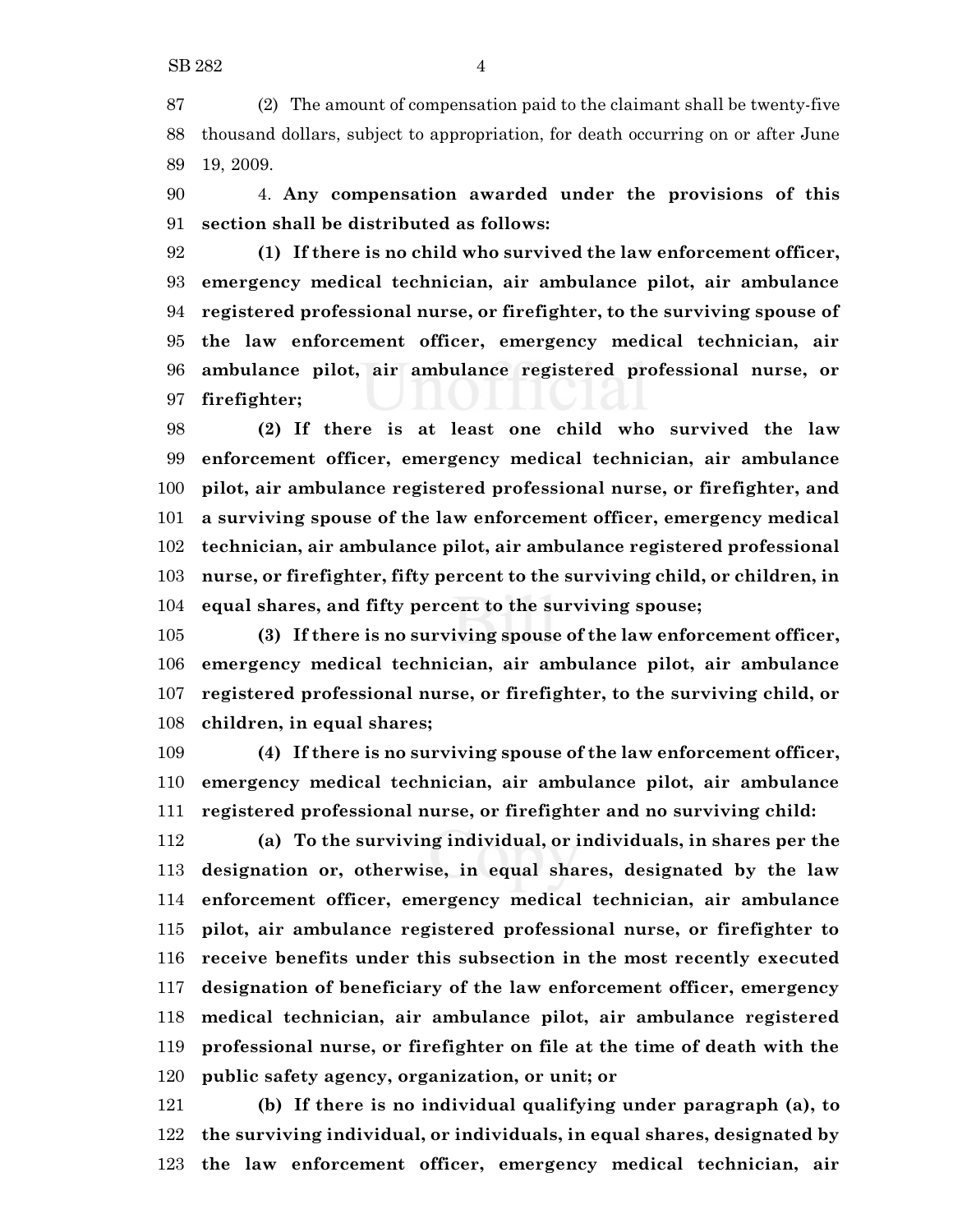(2) The amount of compensation paid to the claimant shall be twenty-five thousand dollars, subject to appropriation, for death occurring on or after June 19, 2009.

4. **Any compensation awarded under the provisions of this section shall be distributed as follows:**

**(1) If there is no child who survived the law enforcement officer, emergency medical technician, air ambulance pilot, air ambulance registered professional nurse, or firefighter, to the surviving spouse of the law enforcement officer, emergency medical technician, air ambulance pilot, air ambulance registered professional nurse, or firefighter;**

**(2) If there is at least one child who survived the law enforcement officer, emergency medical technician, air ambulance pilot, air ambulance registered professional nurse, or firefighter, and a surviving spouse of the law enforcement officer, emergency medical technician, air ambulance pilot, air ambulance registered professional nurse, or firefighter, fifty percent to the surviving child, or children, in equal shares, and fifty percent to the surviving spouse;**

**(3) If there is no surviving spouse of the law enforcement officer, emergency medical technician, air ambulance pilot, air ambulance registered professional nurse, or firefighter, to the surviving child, or children, in equal shares;**

**(4) If there is no surviving spouse of the law enforcement officer, emergency medical technician, air ambulance pilot, air ambulance registered professional nurse, or firefighter and no surviving child:**

**(a) To the surviving individual, or individuals, in shares per the designation or, otherwise, in equal shares, designated by the law enforcement officer, emergency medical technician, air ambulance pilot, air ambulance registered professional nurse, or firefighter to receive benefits under this subsection in the most recently executed designation of beneficiary of the law enforcement officer, emergency medical technician, air ambulance pilot, air ambulance registered professional nurse, or firefighter on file at the time of death with the public safety agency, organization, or unit; or**

**(b) If there is no individual qualifying under paragraph (a), to the surviving individual, or individuals, in equal shares, designated by the law enforcement officer, emergency medical technician, air**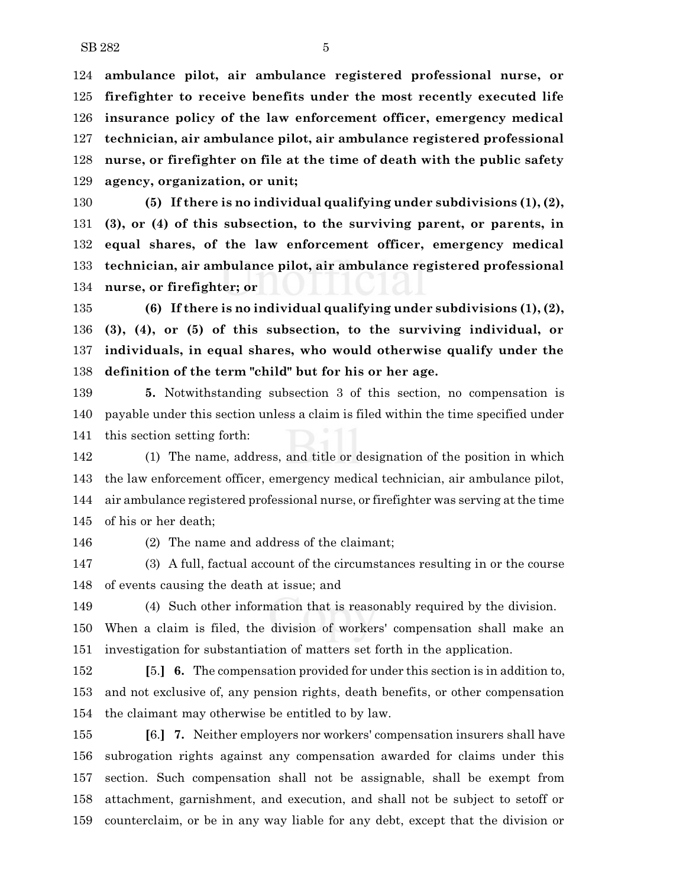**ambulance pilot, air ambulance registered professional nurse, or firefighter to receive benefits under the most recently executed life insurance policy of the law enforcement officer, emergency medical technician, air ambulance pilot, air ambulance registered professional nurse, or firefighter on file at the time of death with the public safety agency, organization, or unit;**

**(5) If there is no individual qualifying under subdivisions (1), (2), (3), or (4) of this subsection, to the surviving parent, or parents, in equal shares, of the law enforcement officer, emergency medical technician, air ambulance pilot, air ambulance registered professional nurse, or firefighter; or**

**(6) If there is no individual qualifying under subdivisions (1), (2), (3), (4), or (5) of this subsection, to the surviving individual, or individuals, in equal shares, who would otherwise qualify under the definition of the term "child" but for his or her age.**

**5.** Notwithstanding subsection 3 of this section, no compensation is payable under this section unless a claim is filed within the time specified under this section setting forth:

(1) The name, address, and title or designation of the position in which the law enforcement officer, emergency medical technician, air ambulance pilot, air ambulance registered professional nurse, or firefighter was serving at the time of his or her death;

(2) The name and address of the claimant;

(3) A full, factual account of the circumstances resulting in or the course of events causing the death at issue; and

(4) Such other information that is reasonably required by the division.

When a claim is filed, the division of workers' compensation shall make an investigation for substantiation of matters set forth in the application.

**[**5.**] 6.** The compensation provided for under this section is in addition to, and not exclusive of, any pension rights, death benefits, or other compensation the claimant may otherwise be entitled to by law.

**[**6.**] 7.** Neither employers nor workers' compensation insurers shall have subrogation rights against any compensation awarded for claims under this section. Such compensation shall not be assignable, shall be exempt from attachment, garnishment, and execution, and shall not be subject to setoff or counterclaim, or be in any way liable for any debt, except that the division or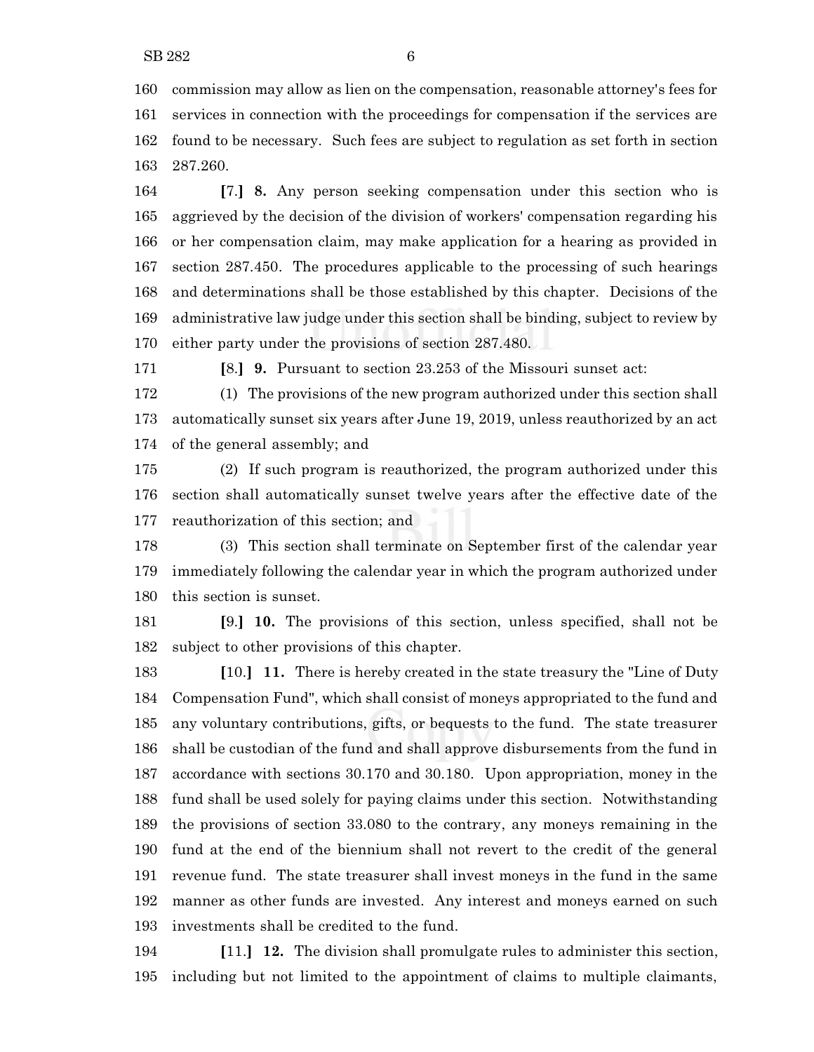commission may allow as lien on the compensation, reasonable attorney's fees for services in connection with the proceedings for compensation if the services are found to be necessary. Such fees are subject to regulation as set forth in section 287.260.

[7.] **8.** Any person seeking compensation under this section who is aggrieved by the decision of the division of workers' compensation regarding his or her compensation claim, may make application for a hearing as provided in section 287.450. The procedures applicable to the processing of such hearings and determinations shall be those established by this chapter. Decisions of the administrative law judge under this section shall be binding, subject to review by either party under the provisions of section 287.480.

[8.] **9.** Pursuant to section 23.253 of the Missouri sunset act:

(1) The provisions of the new program authorized under this section shall automatically sunset six years after June 19, 2019, unless reauthorized by an act of the general assembly; and

(2) If such program is reauthorized, the program authorized under this section shall automatically sunset twelve years after the effective date of the reauthorization of this section; and

(3) This section shall terminate on September first of the calendar year immediately following the calendar year in which the program authorized under this section is sunset.

[9.] **10.** The provisions of this section, unless specified, shall not be subject to other provisions of this chapter.

[10.] **11.** There is hereby created in the state treasury the "Line of Duty Compensation Fund", which shall consist of moneys appropriated to the fund and any voluntary contributions, gifts, or bequests to the fund. The state treasurer shall be custodian of the fund and shall approve disbursements from the fund in accordance with sections 30.170 and 30.180. Upon appropriation, money in the fund shall be used solely for paying claims under this section. Notwithstanding the provisions of section 33.080 to the contrary, any moneys remaining in the fund at the end of the biennium shall not revert to the credit of the general revenue fund. The state treasurer shall invest moneys in the fund in the same manner as other funds are invested. Any interest and moneys earned on such investments shall be credited to the fund.

[11.] **12.** The division shall promulgate rules to administer this section, including but not limited to the appointment of claims to multiple claimants,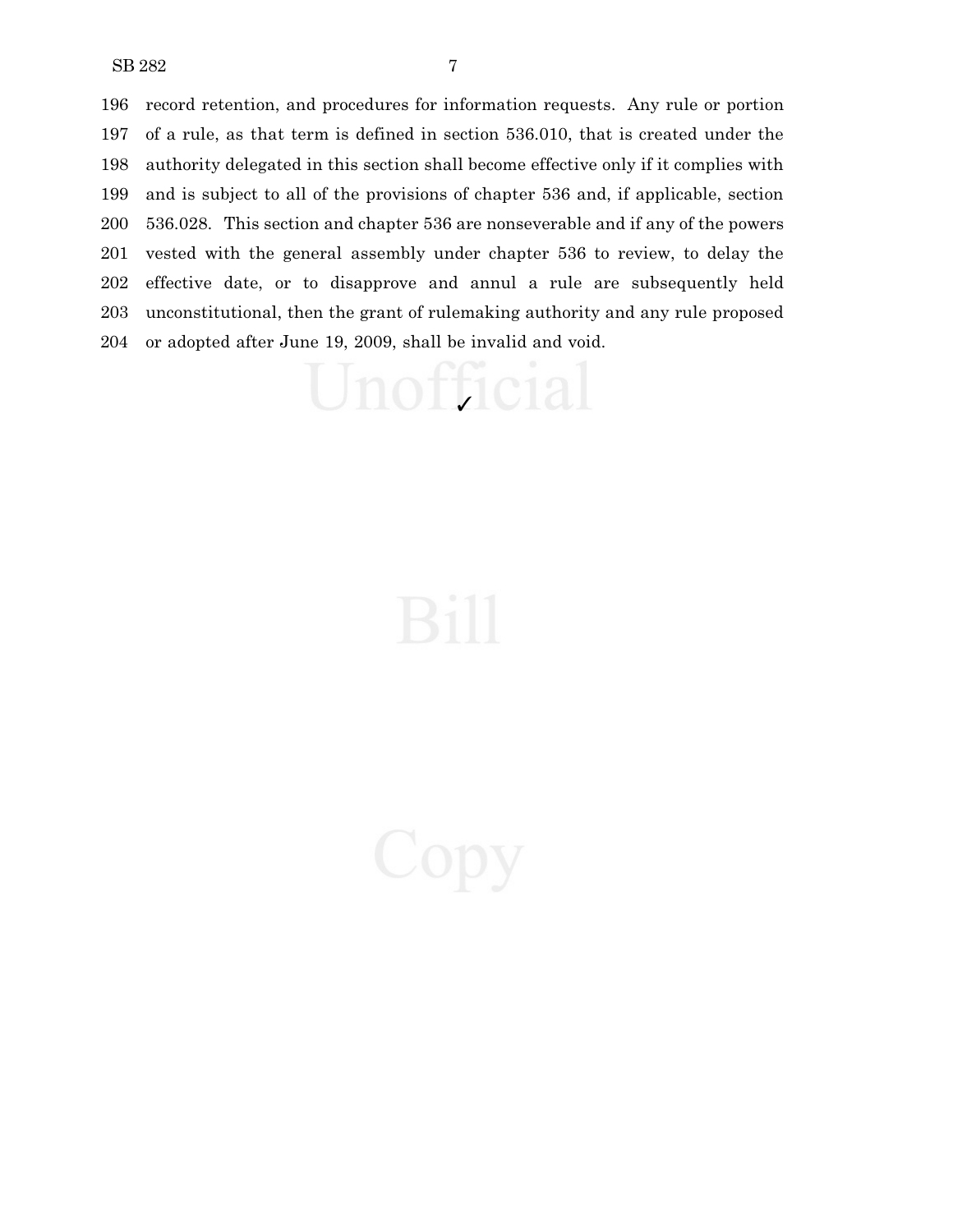record retention, and procedures for information requests. Any rule or portion of a rule, as that term is defined in section 536.010, that is created under the authority delegated in this section shall become effective only if it complies with and is subject to all of the provisions of chapter 536 and, if applicable, section 536.028. This section and chapter 536 are nonseverable and if any of the powers vested with the general assembly under chapter 536 to review, to delay the effective date, or to disapprove and annul a rule are subsequently held unconstitutional, then the grant of rulemaking authority and any rule proposed or adopted after June 19, 2009, shall be invalid and void.

✓